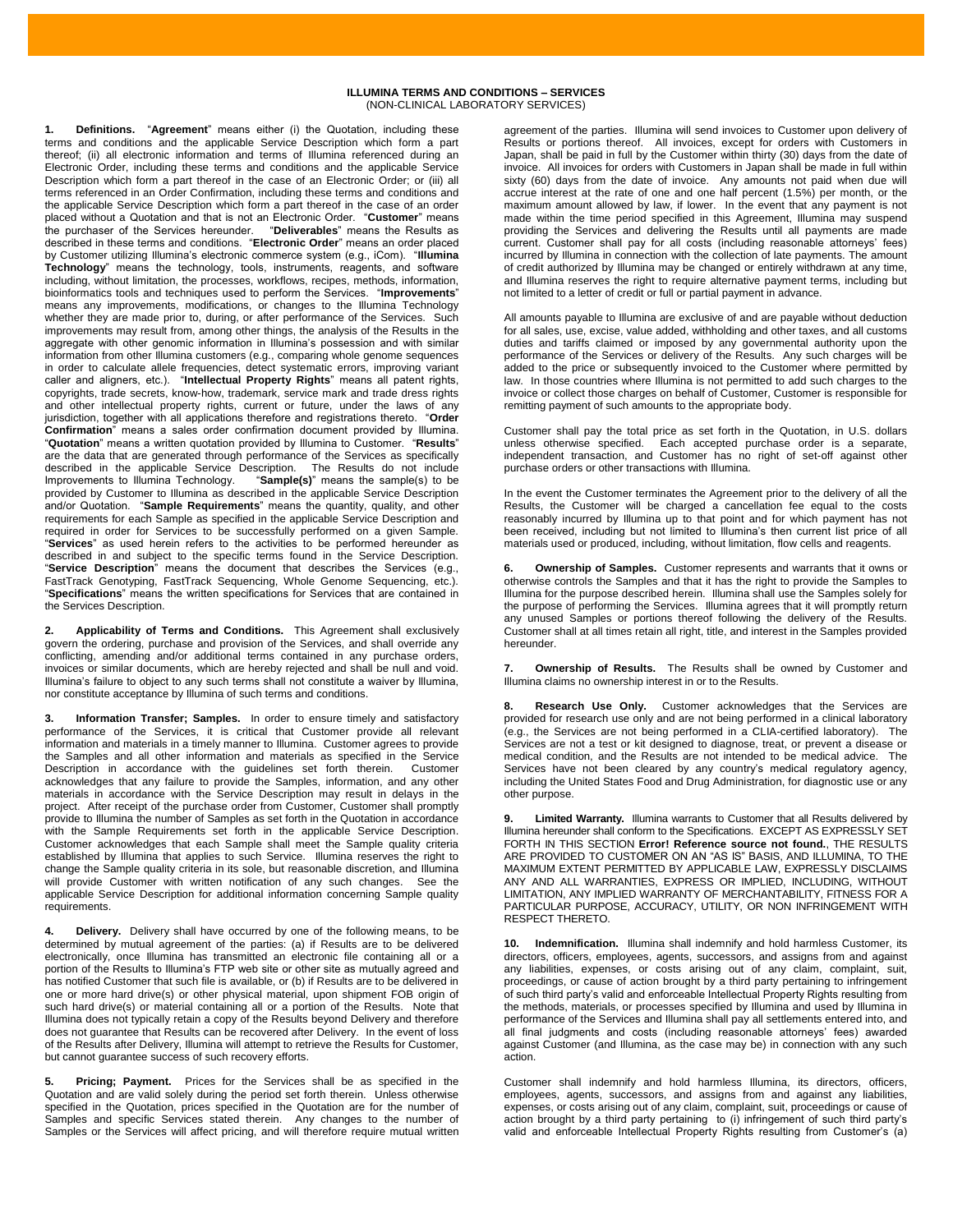# ILLUMINA TERMS AND CONDITIONS – SERVICES
(NON-CLINICAL LABORATORY SERVICES)

**1. Definitions.** "**Agreement**" means either (i) the Quotation, including these terms and conditions and the applicable Service Description which form a part thereof; (ii) all electronic information and terms of Illumina referenced during an Electronic Order, including these terms and conditions and the applicable Service Description which form a part thereof in the case of an Electronic Order; or (iii) all terms referenced in an Order Confirmation, including these terms and conditions and the applicable Service Description which form a part thereof in the case of an order placed without a Quotation and that is not an Electronic Order. "**Customer**" means the purchaser of the Services hereunder. "**Deliverables**" means the Results as described in these terms and conditions. "**Electronic Order**" means an order placed by Customer utilizing Illumina's electronic commerce system (e.g., iCom). "**Illumina Technology**" means the technology, tools, instruments, reagents, and software including, without limitation, the processes, workflows, recipes, methods, information, bioinformatics tools and techniques used to perform the Services. "**Improvements**" means any improvements, modifications, or changes to the Illumina Technology whether they are made prior to, during, or after performance of the Services. Such improvements may result from, among other things, the analysis of the Results in the aggregate with other genomic information in Illumina's possession and with similar information from other Illumina customers (e.g., comparing whole genome sequences in order to calculate allele frequencies, detect systematic errors, improving variant caller and aligners, etc.). "**Intellectual Property Rights**" means all patent rights, copyrights, trade secrets, know-how, trademark, service mark and trade dress rights and other intellectual property rights, current or future, under the laws of any jurisdiction, together with all applications therefore and registrations thereto. "**Order Confirmation**" means a sales order confirmation document provided by Illumina. "**Quotation**" means a written quotation provided by Illumina to Customer. "**Results**" are the data that are generated through performance of the Services as specifically described in the applicable Service Description. The Results do not include Improvements to Illumina Technology. "**Sample(s)**" means the sample(s) to be provided by Customer to Illumina as described in the applicable Service Description and/or Quotation. "**Sample Requirements**" means the quantity, quality, and other requirements for each Sample as specified in the applicable Service Description and required in order for Services to be successfully performed on a given Sample. "**Services**" as used herein refers to the activities to be performed hereunder as described in and subject to the specific terms found in the Service Description. "**Service Description**" means the document that describes the Services (e.g., FastTrack Genotyping, FastTrack Sequencing, Whole Genome Sequencing, etc.). "**Specifications**" means the written specifications for Services that are contained in the Services Description.

**2. Applicability of Terms and Conditions.** This Agreement shall exclusively govern the ordering, purchase and provision of the Services, and shall override any conflicting, amending and/or additional terms contained in any purchase orders, invoices or similar documents, which are hereby rejected and shall be null and void. Illumina's failure to object to any such terms shall not constitute a waiver by Illumina, nor constitute acceptance by Illumina of such terms and conditions.

**3. Information Transfer; Samples.** In order to ensure timely and satisfactory performance of the Services, it is critical that Customer provide all relevant information and materials in a timely manner to Illumina. Customer agrees to provide the Samples and all other information and materials as specified in the Service Description in accordance with the guidelines set forth therein. Customer acknowledges that any failure to provide the Samples, information, and any other materials in accordance with the Service Description may result in delays in the project. After receipt of the purchase order from Customer, Customer shall promptly provide to Illumina the number of Samples as set forth in the Quotation in accordance with the Sample Requirements set forth in the applicable Service Description. Customer acknowledges that each Sample shall meet the Sample quality criteria established by Illumina that applies to such Service. Illumina reserves the right to change the Sample quality criteria in its sole, but reasonable discretion, and Illumina will provide Customer with written notification of any such changes. See the applicable Service Description for additional information concerning Sample quality requirements.

**4. Delivery.** Delivery shall have occurred by one of the following means, to be determined by mutual agreement of the parties: (a) if Results are to be delivered electronically, once Illumina has transmitted an electronic file containing all or a portion of the Results to Illumina's FTP web site or other site as mutually agreed and has notified Customer that such file is available, or (b) if Results are to be delivered in one or more hard drive(s) or other physical material, upon shipment FOB origin of such hard drive(s) or material containing all or a portion of the Results. Note that Illumina does not typically retain a copy of the Results beyond Delivery and therefore does not guarantee that Results can be recovered after Delivery. In the event of loss of the Results after Delivery, Illumina will attempt to retrieve the Results for Customer, but cannot guarantee success of such recovery efforts.

**5. Pricing; Payment.** Prices for the Services shall be as specified in the Quotation and are valid solely during the period set forth therein. Unless otherwise specified in the Quotation, prices specified in the Quotation are for the number of Samples and specific Services stated therein. Any changes to the number of Samples or the Services will affect pricing, and will therefore require mutual written agreement of the parties. Illumina will send invoices to Customer upon delivery of Results or portions thereof. All invoices, except for orders with Customers in Japan, shall be paid in full by the Customer within thirty (30) days from the date of invoice. All invoices for orders with Customers in Japan shall be made in full within sixty (60) days from the date of invoice. Any amounts not paid when due will accrue interest at the rate of one and one half percent (1.5%) per month, or the maximum amount allowed by law, if lower. In the event that any payment is not made within the time period specified in this Agreement, Illumina may suspend providing the Services and delivering the Results until all payments are made current. Customer shall pay for all costs (including reasonable attorneys' fees) incurred by Illumina in connection with the collection of late payments. The amount of credit authorized by Illumina may be changed or entirely withdrawn at any time, and Illumina reserves the right to require alternative payment terms, including but not limited to a letter of credit or full or partial payment in advance.

All amounts payable to Illumina are exclusive of and are payable without deduction for all sales, use, excise, value added, withholding and other taxes, and all customs duties and tariffs claimed or imposed by any governmental authority upon the performance of the Services or delivery of the Results. Any such charges will be added to the price or subsequently invoiced to the Customer where permitted by law. In those countries where Illumina is not permitted to add such charges to the invoice or collect those charges on behalf of Customer, Customer is responsible for remitting payment of such amounts to the appropriate body.

Customer shall pay the total price as set forth in the Quotation, in U.S. dollars unless otherwise specified. Each accepted purchase order is a separate, independent transaction, and Customer has no right of set-off against other purchase orders or other transactions with Illumina.

In the event the Customer terminates the Agreement prior to the delivery of all the Results, the Customer will be charged a cancellation fee equal to the costs reasonably incurred by Illumina up to that point and for which payment has not been received, including but not limited to Illumina's then current list price of all materials used or produced, including, without limitation, flow cells and reagents.

**6. Ownership of Samples.** Customer represents and warrants that it owns or otherwise controls the Samples and that it has the right to provide the Samples to Illumina for the purpose described herein. Illumina shall use the Samples solely for the purpose of performing the Services. Illumina agrees that it will promptly return any unused Samples or portions thereof following the delivery of the Results. Customer shall at all times retain all right, title, and interest in the Samples provided hereunder.

**7. Ownership of Results.** The Results shall be owned by Customer and Illumina claims no ownership interest in or to the Results.

**8. Research Use Only.** Customer acknowledges that the Services are provided for research use only and are not being performed in a clinical laboratory (e.g., the Services are not being performed in a CLIA-certified laboratory). The Services are not a test or kit designed to diagnose, treat, or prevent a disease or medical condition, and the Results are not intended to be medical advice. The Services have not been cleared by any country's medical regulatory agency, including the United States Food and Drug Administration, for diagnostic use or any other purpose.

**9. Limited Warranty.** Illumina warrants to Customer that all Results delivered by Illumina hereunder shall conform to the Specifications. EXCEPT AS EXPRESSLY SET FORTH IN THIS SECTION **Error! Reference source not found.**, THE RESULTS ARE PROVIDED TO CUSTOMER ON AN "AS IS" BASIS, AND ILLUMINA, TO THE MAXIMUM EXTENT PERMITTED BY APPLICABLE LAW, EXPRESSLY DISCLAIMS ANY AND ALL WARRANTIES, EXPRESS OR IMPLIED, INCLUDING, WITHOUT LIMITATION, ANY IMPLIED WARRANTY OF MERCHANTABILITY, FITNESS FOR A PARTICULAR PURPOSE, ACCURACY, UTILITY, OR NON INFRINGEMENT WITH RESPECT THERETO.

**10. Indemnification.** Illumina shall indemnify and hold harmless Customer, its directors, officers, employees, agents, successors, and assigns from and against any liabilities, expenses, or costs arising out of any claim, complaint, suit, proceedings, or cause of action brought by a third party pertaining to infringement of such third party's valid and enforceable Intellectual Property Rights resulting from the methods, materials, or processes specified by Illumina and used by Illumina in performance of the Services and Illumina shall pay all settlements entered into, and all final judgments and costs (including reasonable attorneys' fees) awarded against Customer (and Illumina, as the case may be) in connection with any such action.

Customer shall indemnify and hold harmless Illumina, its directors, officers, employees, agents, successors, and assigns from and against any liabilities, expenses, or costs arising out of any claim, complaint, suit, proceedings or cause of action brought by a third party pertaining to (i) infringement of such third party's valid and enforceable Intellectual Property Rights resulting from Customer's (a)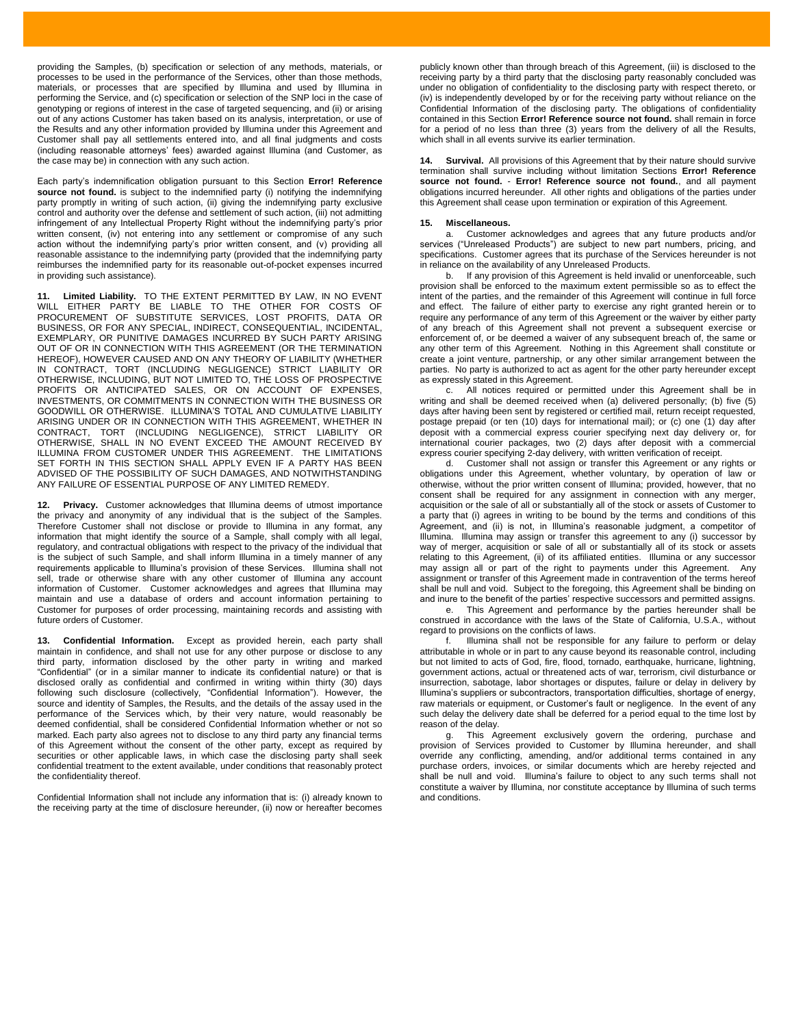providing the Samples, (b) specification or selection of any methods, materials, or processes to be used in the performance of the Services, other than those methods, materials, or processes that are specified by Illumina and used by Illumina in performing the Service, and (c) specification or selection of the SNP loci in the case of genotyping or regions of interest in the case of targeted sequencing, and (ii) or arising out of any actions Customer has taken based on its analysis, interpretation, or use of the Results and any other information provided by Illumina under this Agreement and Customer shall pay all settlements entered into, and all final judgments and costs (including reasonable attorneys' fees) awarded against Illumina (and Customer, as the case may be) in connection with any such action.

Each party's indemnification obligation pursuant to this Section **Error! Reference source not found.** is subject to the indemnified party (i) notifying the indemnifying party promptly in writing of such action, (ii) giving the indemnifying party exclusive control and authority over the defense and settlement of such action, (iii) not admitting infringement of any Intellectual Property Right without the indemnifying party's prior written consent, (iv) not entering into any settlement or compromise of any such action without the indemnifying party's prior written consent, and (v) providing all reasonable assistance to the indemnifying party (provided that the indemnifying party reimburses the indemnified party for its reasonable out-of-pocket expenses incurred in providing such assistance).

**11. Limited Liability.** TO THE EXTENT PERMITTED BY LAW, IN NO EVENT WILL EITHER PARTY BE LIABLE TO THE OTHER FOR COSTS OF PROCUREMENT OF SUBSTITUTE SERVICES, LOST PROFITS, DATA OR BUSINESS, OR FOR ANY SPECIAL, INDIRECT, CONSEQUENTIAL, INCIDENTAL, EXEMPLARY, OR PUNITIVE DAMAGES INCURRED BY SUCH PARTY ARISING OUT OF OR IN CONNECTION WITH THIS AGREEMENT (OR THE TERMINATION HEREOF), HOWEVER CAUSED AND ON ANY THEORY OF LIABILITY (WHETHER IN CONTRACT, TORT (INCLUDING NEGLIGENCE) STRICT LIABILITY OR OTHERWISE, INCLUDING, BUT NOT LIMITED TO, THE LOSS OF PROSPECTIVE PROFITS OR ANTICIPATED SALES, OR ON ACCOUNT OF EXPENSES, INVESTMENTS, OR COMMITMENTS IN CONNECTION WITH THE BUSINESS OR GOODWILL OR OTHERWISE. ILLUMINA'S TOTAL AND CUMULATIVE LIABILITY ARISING UNDER OR IN CONNECTION WITH THIS AGREEMENT, WHETHER IN CONTRACT, TORT (INCLUDING NEGLIGENCE), STRICT LIABILITY OR OTHERWISE, SHALL IN NO EVENT EXCEED THE AMOUNT RECEIVED BY ILLUMINA FROM CUSTOMER UNDER THIS AGREEMENT. THE LIMITATIONS SET FORTH IN THIS SECTION SHALL APPLY EVEN IF A PARTY HAS BEEN ADVISED OF THE POSSIBILITY OF SUCH DAMAGES, AND NOTWITHSTANDING ANY FAILURE OF ESSENTIAL PURPOSE OF ANY LIMITED REMEDY.

**12. Privacy.** Customer acknowledges that Illumina deems of utmost importance the privacy and anonymity of any individual that is the subject of the Samples. Therefore Customer shall not disclose or provide to Illumina in any format, any information that might identify the source of a Sample, shall comply with all legal, regulatory, and contractual obligations with respect to the privacy of the individual that is the subject of such Sample, and shall inform Illumina in a timely manner of any requirements applicable to Illumina's provision of these Services. Illumina shall not sell, trade or otherwise share with any other customer of Illumina any account information of Customer. Customer acknowledges and agrees that Illumina may maintain and use a database of orders and account information pertaining to Customer for purposes of order processing, maintaining records and assisting with future orders of Customer.

**13. Confidential Information.** Except as provided herein, each party shall maintain in confidence, and shall not use for any other purpose or disclose to any third party, information disclosed by the other party in writing and marked "Confidential" (or in a similar manner to indicate its confidential nature) or that is disclosed orally as confidential and confirmed in writing within thirty (30) days following such disclosure (collectively, "Confidential Information"). However, the source and identity of Samples, the Results, and the details of the assay used in the performance of the Services which, by their very nature, would reasonably be deemed confidential, shall be considered Confidential Information whether or not so marked. Each party also agrees not to disclose to any third party any financial terms of this Agreement without the consent of the other party, except as required by securities or other applicable laws, in which case the disclosing party shall seek confidential treatment to the extent available, under conditions that reasonably protect the confidentiality thereof.

Confidential Information shall not include any information that is: (i) already known to the receiving party at the time of disclosure hereunder, (ii) now or hereafter becomes publicly known other than through breach of this Agreement, (iii) is disclosed to the receiving party by a third party that the disclosing party reasonably concluded was under no obligation of confidentiality to the disclosing party with respect thereto, or (iv) is independently developed by or for the receiving party without reliance on the Confidential Information of the disclosing party. The obligations of confidentiality contained in this Section **Error! Reference source not found.** shall remain in force for a period of no less than three (3) years from the delivery of all the Results, which shall in all events survive its earlier termination.

**14. Survival.** All provisions of this Agreement that by their nature should survive termination shall survive including without limitation Sections **Error! Reference source not found.** - **Error! Reference source not found.**, and all payment obligations incurred hereunder. All other rights and obligations of the parties under this Agreement shall cease upon termination or expiration of this Agreement.

**15. Miscellaneous.**

a. Customer acknowledges and agrees that any future products and/or services ("Unreleased Products") are subject to new part numbers, pricing, and specifications. Customer agrees that its purchase of the Services hereunder is not in reliance on the availability of any Unreleased Products.

b. If any provision of this Agreement is held invalid or unenforceable, such provision shall be enforced to the maximum extent permissible so as to effect the intent of the parties, and the remainder of this Agreement will continue in full force and effect. The failure of either party to exercise any right granted herein or to require any performance of any term of this Agreement or the waiver by either party of any breach of this Agreement shall not prevent a subsequent exercise or enforcement of, or be deemed a waiver of any subsequent breach of, the same or any other term of this Agreement. Nothing in this Agreement shall constitute or create a joint venture, partnership, or any other similar arrangement between the parties. No party is authorized to act as agent for the other party hereunder except as expressly stated in this Agreement.

c. All notices required or permitted under this Agreement shall be in writing and shall be deemed received when (a) delivered personally; (b) five (5) days after having been sent by registered or certified mail, return receipt requested, postage prepaid (or ten (10) days for international mail); or (c) one (1) day after deposit with a commercial express courier specifying next day delivery or, for international courier packages, two (2) days after deposit with a commercial express courier specifying 2-day delivery, with written verification of receipt.

d. Customer shall not assign or transfer this Agreement or any rights or obligations under this Agreement, whether voluntary, by operation of law or otherwise, without the prior written consent of Illumina; provided, however, that no consent shall be required for any assignment in connection with any merger, acquisition or the sale of all or substantially all of the stock or assets of Customer to a party that (i) agrees in writing to be bound by the terms and conditions of this Agreement, and (ii) is not, in Illumina's reasonable judgment, a competitor of Illumina. Illumina may assign or transfer this agreement to any (i) successor by way of merger, acquisition or sale of all or substantially all of its stock or assets relating to this Agreement, (ii) of its affiliated entities. Illumina or any successor may assign all or part of the right to payments under this Agreement. Any assignment or transfer of this Agreement made in contravention of the terms hereof shall be null and void. Subject to the foregoing, this Agreement shall be binding on and inure to the benefit of the parties' respective successors and permitted assigns.

e. This Agreement and performance by the parties hereunder shall be construed in accordance with the laws of the State of California, U.S.A., without regard to provisions on the conflicts of laws.

f. Illumina shall not be responsible for any failure to perform or delay attributable in whole or in part to any cause beyond its reasonable control, including but not limited to acts of God, fire, flood, tornado, earthquake, hurricane, lightning, government actions, actual or threatened acts of war, terrorism, civil disturbance or insurrection, sabotage, labor shortages or disputes, failure or delay in delivery by Illumina's suppliers or subcontractors, transportation difficulties, shortage of energy, raw materials or equipment, or Customer's fault or negligence. In the event of any such delay the delivery date shall be deferred for a period equal to the time lost by reason of the delay.

g. This Agreement exclusively govern the ordering, purchase and provision of Services provided to Customer by Illumina hereunder, and shall override any conflicting, amending, and/or additional terms contained in any purchase orders, invoices, or similar documents which are hereby rejected and shall be null and void. Illumina's failure to object to any such terms shall not constitute a waiver by Illumina, nor constitute acceptance by Illumina of such terms and conditions.